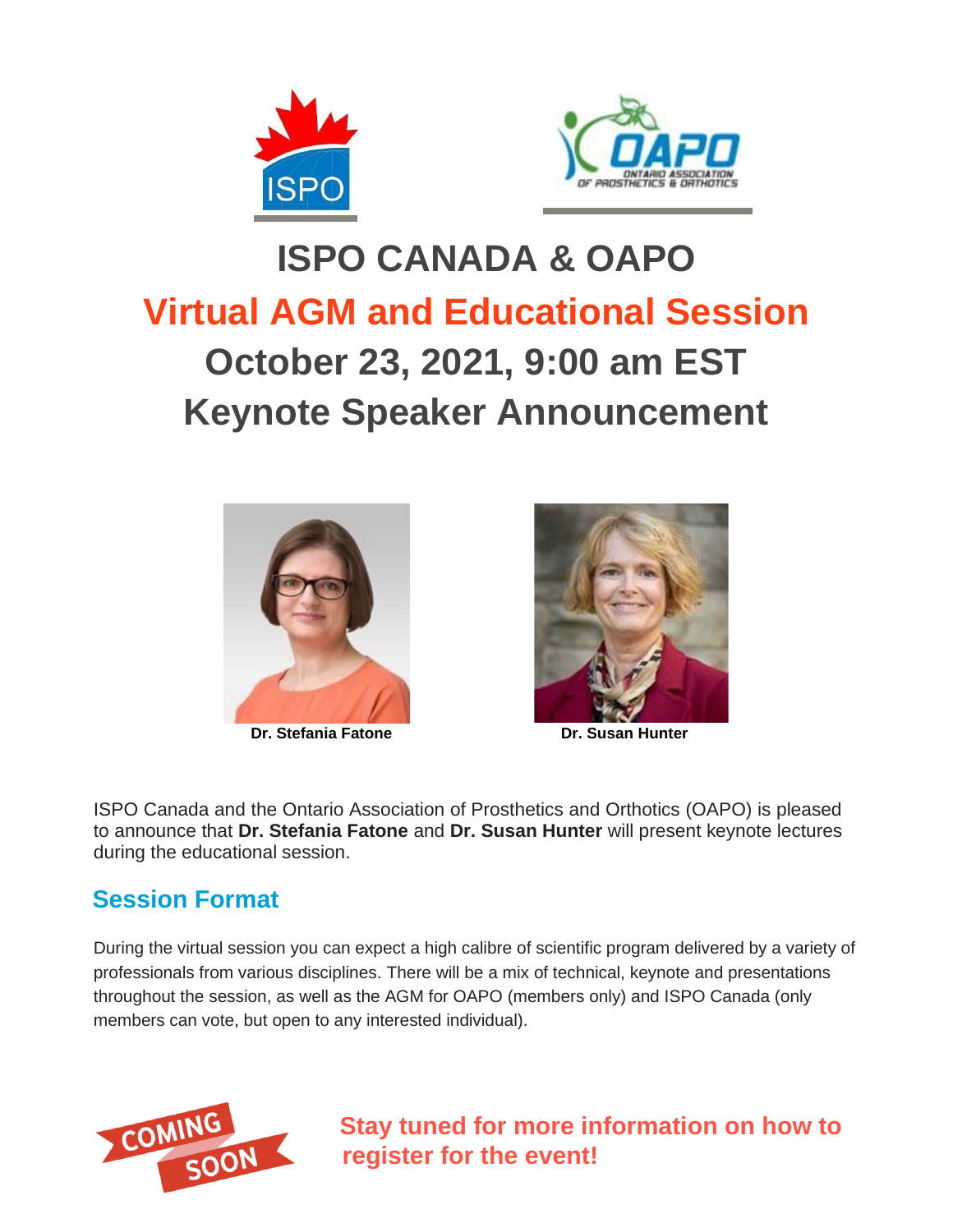# ISPO CANADA & OAPO

## Virtual AGM and Educational Session

## October 23, 2021, 9:00 am EST

## Keynote Speaker Announcement

**Dr. Stefania Fatone**

**Dr. Susan Hunter**

ISPO Canada and the Ontario Association of Prosthetics and Orthotics (OAPO) is pleased to announce that **Dr. Stefania Fatone** and **Dr. Susan Hunter** will present keynote lectures during the educational session.

### Session Format

During the virtual session you can expect a high calibre of scientific program delivered by a variety of professionals from various disciplines. There will be a mix of technical, keynote and presentations throughout the session, as well as the AGM for OAPO (members only) and ISPO Canada (only members can vote, but open to any interested individual).

COMING SOON

**Stay tuned for more information on how to register for the event!**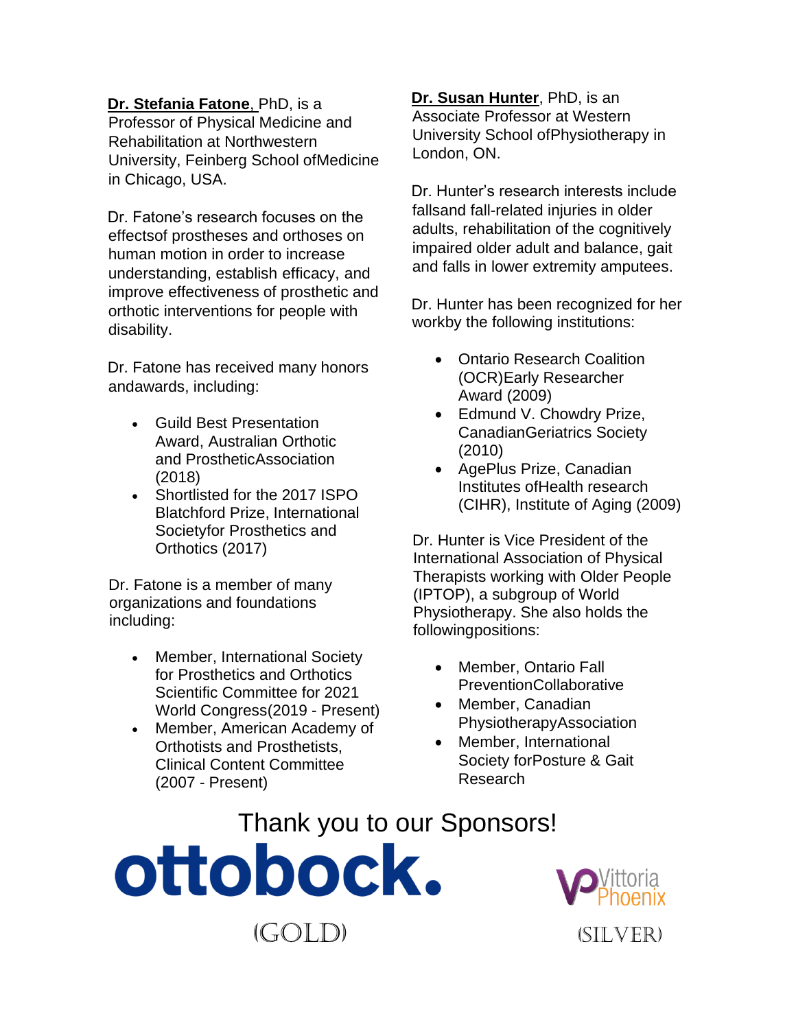**Dr. Stefania Fatone**, PhD, is a Professor of Physical Medicine and Rehabilitation at Northwestern University, Feinberg School ofMedicine in Chicago, USA.

Dr. Fatone's research focuses on the effectsof prostheses and orthoses on human motion in order to increase understanding, establish efficacy, and improve effectiveness of prosthetic and orthotic interventions for people with disability.

Dr. Fatone has received many honors andawards, including:

- Guild Best Presentation Award, Australian Orthotic and ProstheticAssociation (2018)
- Shortlisted for the 2017 ISPO Blatchford Prize, International Societyfor Prosthetics and Orthotics (2017)

Dr. Fatone is a member of many organizations and foundations including:

- Member, International Society for Prosthetics and Orthotics Scientific Committee for 2021 World Congress(2019 - Present)
- Member, American Academy of Orthotists and Prosthetists, Clinical Content Committee (2007 - Present)

**Dr. Susan Hunter**, PhD, is an Associate Professor at Western University School ofPhysiotherapy in London, ON.

Dr. Hunter's research interests include fallsand fall-related injuries in older adults, rehabilitation of the cognitively impaired older adult and balance, gait and falls in lower extremity amputees.

Dr. Hunter has been recognized for her workby the following institutions:

- Ontario Research Coalition (OCR)Early Researcher Award (2009)
- Edmund V. Chowdry Prize, CanadianGeriatrics Society (2010)
- AgePlus Prize, Canadian Institutes ofHealth research (CIHR), Institute of Aging (2009)

Dr. Hunter is Vice President of the International Association of Physical Therapists working with Older People (IPTOP), a subgroup of World Physiotherapy. She also holds the followingpositions:

- Member, Ontario Fall PreventionCollaborative
- Member, Canadian PhysiotherapyAssociation
- Member, International Society forPosture & Gait Research

Thank you to our Sponsors!

ottobock.

(GOLD)

Vittoria Phoenix

(SILVER)